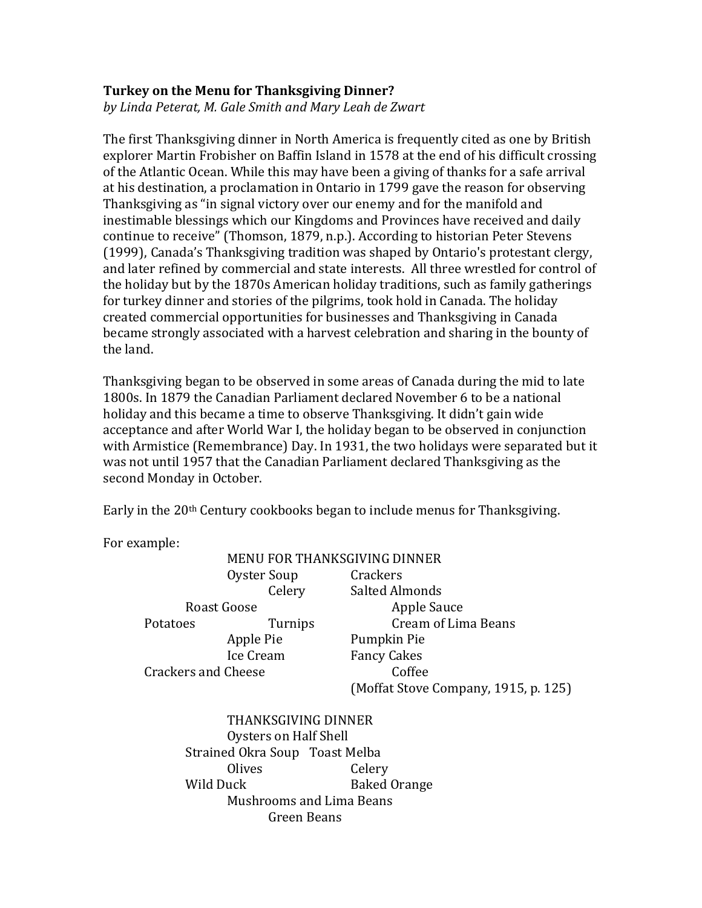**Turkey on the Menu for Thanksgiving Dinner?**
*by Linda Peterat, M. Gale Smith and Mary Leah de Zwart*

The first Thanksgiving dinner in North America is frequently cited as one by British explorer Martin Frobisher on Baffin Island in 1578 at the end of his difficult crossing of the Atlantic Ocean. While this may have been a giving of thanks for a safe arrival at his destination, a proclamation in Ontario in 1799 gave the reason for observing Thanksgiving as "in signal victory over our enemy and for the manifold and inestimable blessings which our Kingdoms and Provinces have received and daily continue to receive" (Thomson, 1879, n.p.). According to historian Peter Stevens (1999), Canada's Thanksgiving tradition was shaped by Ontario's protestant clergy, and later refined by commercial and state interests. All three wrestled for control of the holiday but by the 1870s American holiday traditions, such as family gatherings for turkey dinner and stories of the pilgrims, took hold in Canada. The holiday created commercial opportunities for businesses and Thanksgiving in Canada became strongly associated with a harvest celebration and sharing in the bounty of the land.

Thanksgiving began to be observed in some areas of Canada during the mid to late 1800s. In 1879 the Canadian Parliament declared November 6 to be a national holiday and this became a time to observe Thanksgiving. It didn't gain wide acceptance and after World War I, the holiday began to be observed in conjunction with Armistice (Remembrance) Day. In 1931, the two holidays were separated but it was not until 1957 that the Canadian Parliament declared Thanksgiving as the second Monday in October.

Early in the 20th Century cookbooks began to include menus for Thanksgiving.

For example:

MENU FOR THANKSGIVING DINNER

Oyster Soup    Crackers
Celery    Salted Almonds
Roast Goose    Apple Sauce
Potatoes    Turnips    Cream of Lima Beans
Apple Pie    Pumpkin Pie
Ice Cream    Fancy Cakes
Crackers and Cheese    Coffee

(Moffat Stove Company, 1915, p. 125)

THANKSGIVING DINNER

Oysters on Half Shell
Strained Okra Soup    Toast Melba
Olives    Celery
Wild Duck    Baked Orange
Mushrooms and Lima Beans
Green Beans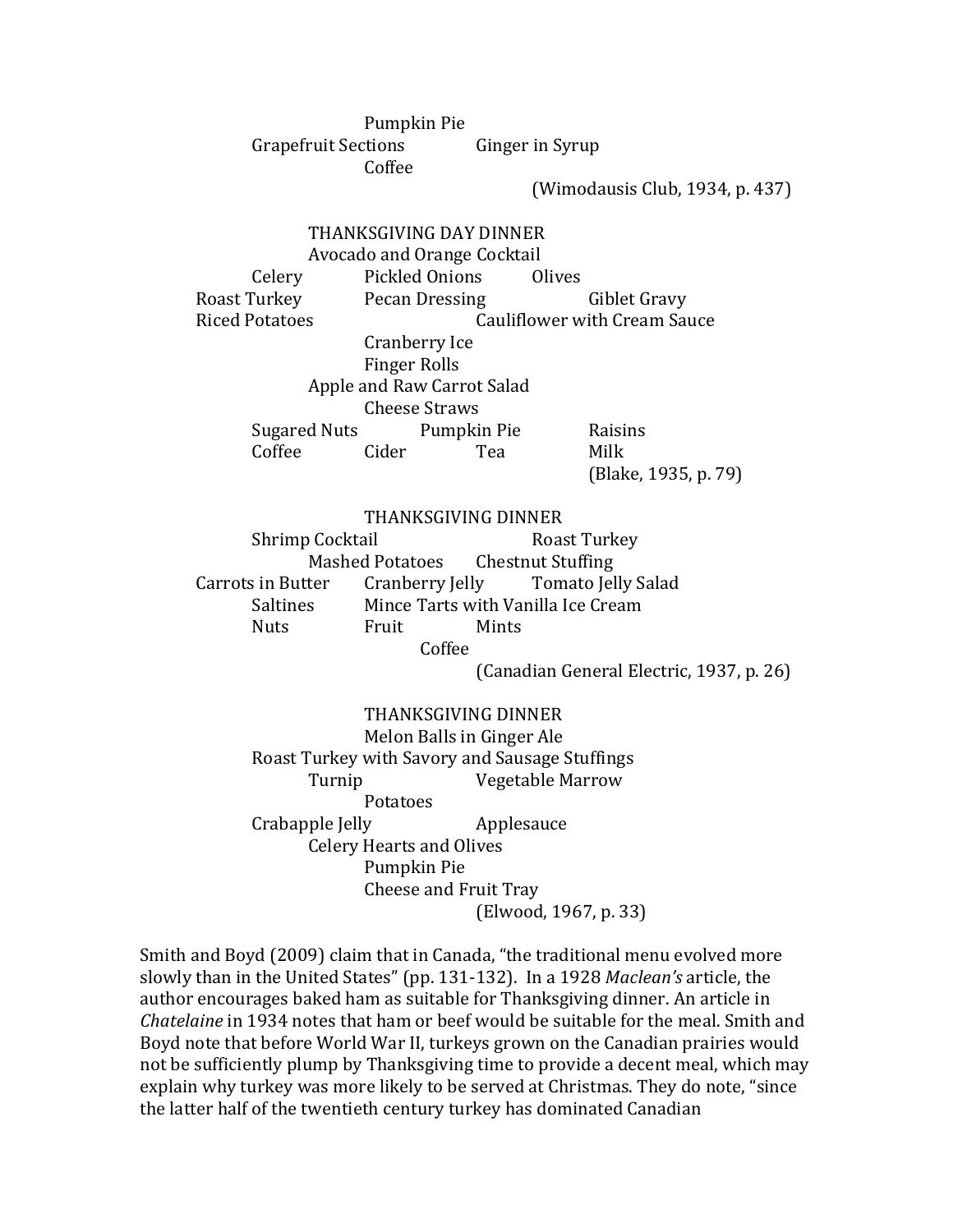Pumpkin Pie

Grapefruit Sections        Ginger in Syrup

Coffee

(Wimodausis Club, 1934, p. 437)

THANKSGIVING DAY DINNER

Avocado and Orange Cocktail

Celery        Pickled Onions        Olives

Roast Turkey        Pecan Dressing        Giblet Gravy

Riced Potatoes        Cauliflower with Cream Sauce

Cranberry Ice

Finger Rolls

Apple and Raw Carrot Salad

Cheese Straws

Sugared Nuts        Pumpkin Pie        Raisins

Coffee        Cider        Tea        Milk

(Blake, 1935, p. 79)

THANKSGIVING DINNER

Shrimp Cocktail        Roast Turkey

Mashed Potatoes        Chestnut Stuffing

Carrots in Butter        Cranberry Jelly        Tomato Jelly Salad

Saltines        Mince Tarts with Vanilla Ice Cream

Nuts        Fruit        Mints

Coffee

(Canadian General Electric, 1937, p. 26)

THANKSGIVING DINNER

Melon Balls in Ginger Ale

Roast Turkey with Savory and Sausage Stuffings

Turnip        Vegetable Marrow

Potatoes

Crabapple Jelly        Applesauce

Celery Hearts and Olives

Pumpkin Pie

Cheese and Fruit Tray

(Elwood, 1967, p. 33)

Smith and Boyd (2009) claim that in Canada, "the traditional menu evolved more slowly than in the United States" (pp. 131-132). In a 1928 *Maclean's* article, the author encourages baked ham as suitable for Thanksgiving dinner. An article in *Chatelaine* in 1934 notes that ham or beef would be suitable for the meal. Smith and Boyd note that before World War II, turkeys grown on the Canadian prairies would not be sufficiently plump by Thanksgiving time to provide a decent meal, which may explain why turkey was more likely to be served at Christmas. They do note, "since the latter half of the twentieth century turkey has dominated Canadian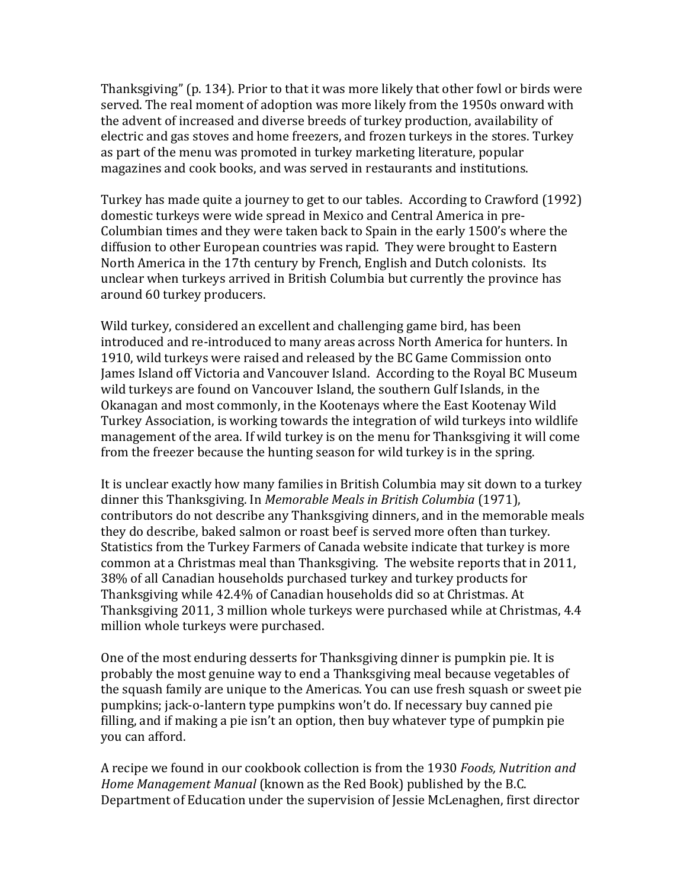Thanksgiving" (p. 134). Prior to that it was more likely that other fowl or birds were served. The real moment of adoption was more likely from the 1950s onward with the advent of increased and diverse breeds of turkey production, availability of electric and gas stoves and home freezers, and frozen turkeys in the stores. Turkey as part of the menu was promoted in turkey marketing literature, popular magazines and cook books, and was served in restaurants and institutions.

Turkey has made quite a journey to get to our tables. According to Crawford (1992) domestic turkeys were wide spread in Mexico and Central America in pre-Columbian times and they were taken back to Spain in the early 1500's where the diffusion to other European countries was rapid. They were brought to Eastern North America in the 17th century by French, English and Dutch colonists. Its unclear when turkeys arrived in British Columbia but currently the province has around 60 turkey producers.

Wild turkey, considered an excellent and challenging game bird, has been introduced and re-introduced to many areas across North America for hunters. In 1910, wild turkeys were raised and released by the BC Game Commission onto James Island off Victoria and Vancouver Island. According to the Royal BC Museum wild turkeys are found on Vancouver Island, the southern Gulf Islands, in the Okanagan and most commonly, in the Kootenays where the East Kootenay Wild Turkey Association, is working towards the integration of wild turkeys into wildlife management of the area. If wild turkey is on the menu for Thanksgiving it will come from the freezer because the hunting season for wild turkey is in the spring.

It is unclear exactly how many families in British Columbia may sit down to a turkey dinner this Thanksgiving. In *Memorable Meals in British Columbia* (1971), contributors do not describe any Thanksgiving dinners, and in the memorable meals they do describe, baked salmon or roast beef is served more often than turkey. Statistics from the Turkey Farmers of Canada website indicate that turkey is more common at a Christmas meal than Thanksgiving. The website reports that in 2011, 38% of all Canadian households purchased turkey and turkey products for Thanksgiving while 42.4% of Canadian households did so at Christmas. At Thanksgiving 2011, 3 million whole turkeys were purchased while at Christmas, 4.4 million whole turkeys were purchased.

One of the most enduring desserts for Thanksgiving dinner is pumpkin pie. It is probably the most genuine way to end a Thanksgiving meal because vegetables of the squash family are unique to the Americas. You can use fresh squash or sweet pie pumpkins; jack-o-lantern type pumpkins won't do. If necessary buy canned pie filling, and if making a pie isn't an option, then buy whatever type of pumpkin pie you can afford.

A recipe we found in our cookbook collection is from the 1930 *Foods, Nutrition and Home Management Manual* (known as the Red Book) published by the B.C. Department of Education under the supervision of Jessie McLenaghen, first director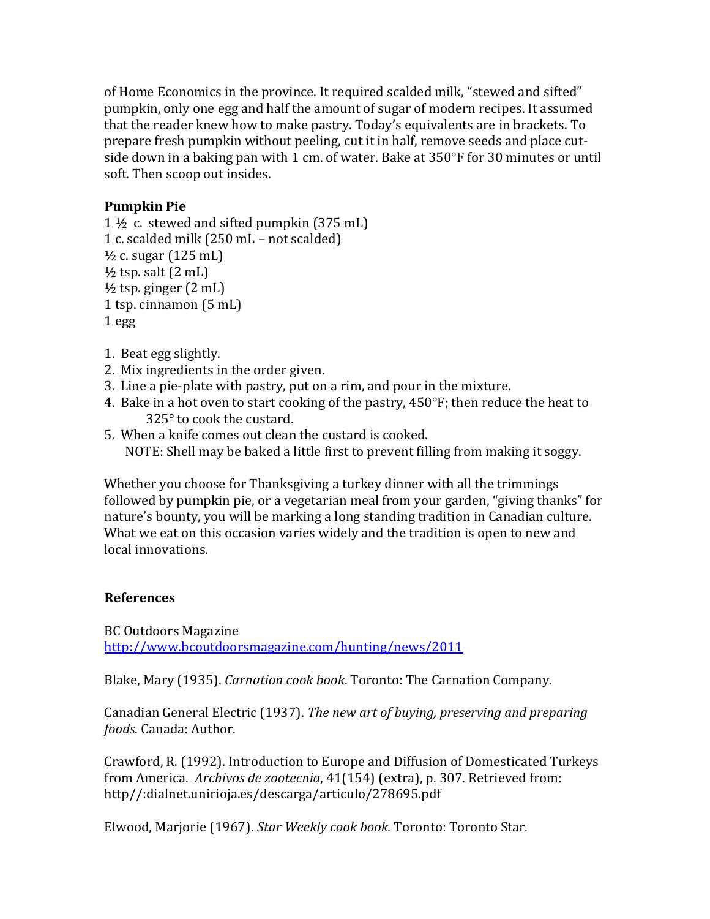of Home Economics in the province. It required scalded milk, "stewed and sifted" pumpkin, only one egg and half the amount of sugar of modern recipes. It assumed that the reader knew how to make pastry. Today's equivalents are in brackets. To prepare fresh pumpkin without peeling, cut it in half, remove seeds and place cut-side down in a baking pan with 1 cm. of water. Bake at 350°F for 30 minutes or until soft. Then scoop out insides.

**Pumpkin Pie**

1 ½ c. stewed and sifted pumpkin (375 mL)
1 c. scalded milk (250 mL – not scalded)
½ c. sugar (125 mL)
½ tsp. salt (2 mL)
½ tsp. ginger (2 mL)
1 tsp. cinnamon (5 mL)
1 egg

1. Beat egg slightly.
2. Mix ingredients in the order given.
3. Line a pie-plate with pastry, put on a rim, and pour in the mixture.
4. Bake in a hot oven to start cooking of the pastry, 450°F; then reduce the heat to 325° to cook the custard.
5. When a knife comes out clean the custard is cooked.
   NOTE: Shell may be baked a little first to prevent filling from making it soggy.

Whether you choose for Thanksgiving a turkey dinner with all the trimmings followed by pumpkin pie, or a vegetarian meal from your garden, "giving thanks" for nature's bounty, you will be marking a long standing tradition in Canadian culture. What we eat on this occasion varies widely and the tradition is open to new and local innovations.

**References**

BC Outdoors Magazine
http://www.bcoutdoorsmagazine.com/hunting/news/2011

Blake, Mary (1935). *Carnation cook book*. Toronto: The Carnation Company.

Canadian General Electric (1937). *The new art of buying, preserving and preparing foods*. Canada: Author.

Crawford, R. (1992). Introduction to Europe and Diffusion of Domesticated Turkeys from America. *Archivos de zootecnia*, 41(154) (extra), p. 307. Retrieved from: http//:dialnet.unirioja.es/descarga/articulo/278695.pdf

Elwood, Marjorie (1967). *Star Weekly cook book.* Toronto: Toronto Star.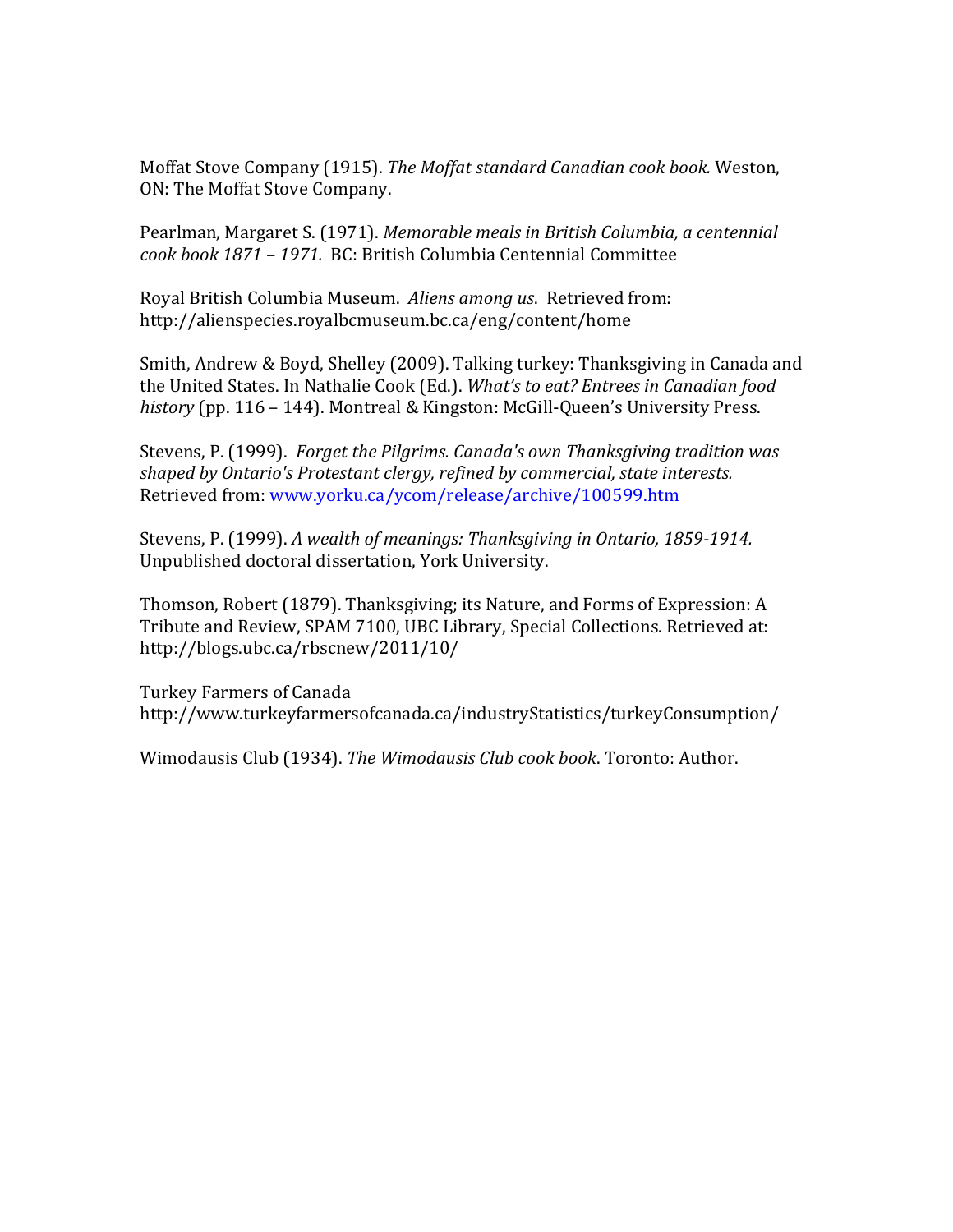Moffat Stove Company (1915). *The Moffat standard Canadian cook book.* Weston, ON: The Moffat Stove Company.

Pearlman, Margaret S. (1971). *Memorable meals in British Columbia, a centennial cook book 1871 – 1971.* BC: British Columbia Centennial Committee

Royal British Columbia Museum. *Aliens among us.* Retrieved from: http://alienspecies.royalbcmuseum.bc.ca/eng/content/home

Smith, Andrew & Boyd, Shelley (2009). Talking turkey: Thanksgiving in Canada and the United States. In Nathalie Cook (Ed.). *What's to eat? Entrees in Canadian food history* (pp. 116 – 144). Montreal & Kingston: McGill-Queen's University Press.

Stevens, P. (1999). *Forget the Pilgrims. Canada's own Thanksgiving tradition was shaped by Ontario's Protestant clergy, refined by commercial, state interests.* Retrieved from: [www.yorku.ca/ycom/release/archive/100599.htm](www.yorku.ca/ycom/release/archive/100599.htm)

Stevens, P. (1999). *A wealth of meanings: Thanksgiving in Ontario, 1859-1914.* Unpublished doctoral dissertation, York University.

Thomson, Robert (1879). Thanksgiving; its Nature, and Forms of Expression: A Tribute and Review, SPAM 7100, UBC Library, Special Collections. Retrieved at: http://blogs.ubc.ca/rbscnew/2011/10/

Turkey Farmers of Canada
http://www.turkeyfarmersofcanada.ca/industryStatistics/turkeyConsumption/

Wimodausis Club (1934). *The Wimodausis Club cook book*. Toronto: Author.